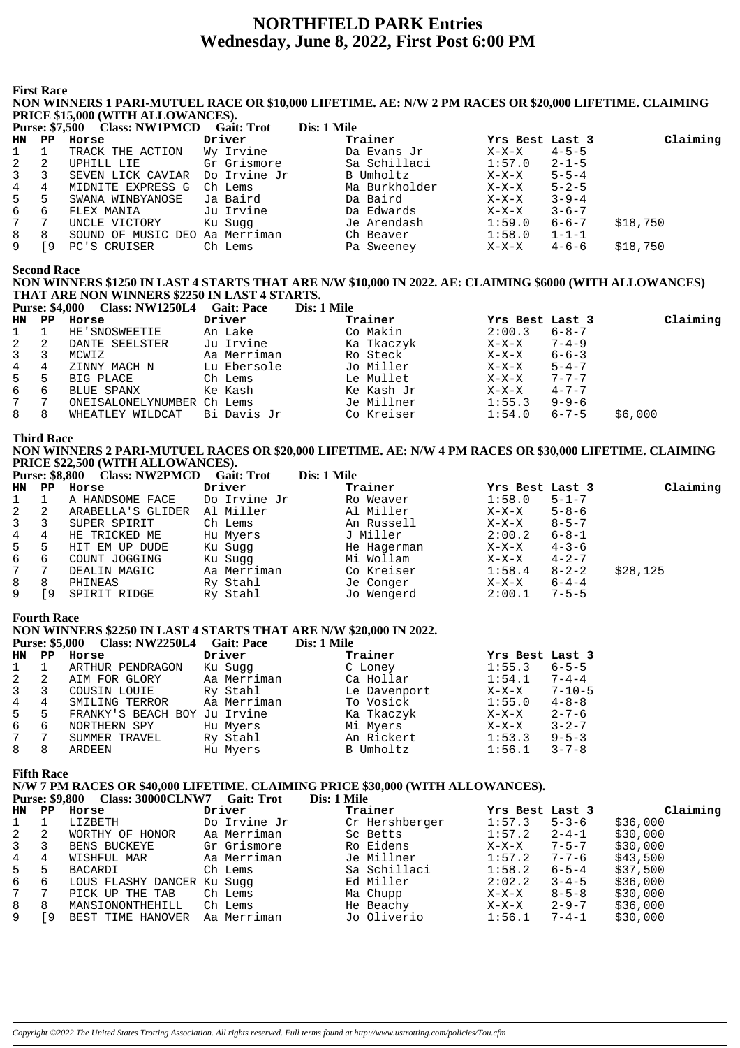# NORTHFIELD PARK Entries
## Wednesday, June 8, 2022, First Post 6:00 PM

### First Race

**NON WINNERS 1 PARI-MUTUEL RACE OR $10,000 LIFETIME. AE: N/W 2 PM RACES OR $20,000 LIFETIME. CLAIMING PRICE $15,000 (WITH ALLOWANCES).**

**Purse: $7,500 Class: NW1PMCD Gait: Trot Dis: 1 Mile**

| HN | PP | Horse | Driver | Trainer | Yrs Best | Last 3 | Claiming |
|---|---|---|---|---|---|---|---|
| 1 | 1 | TRACK THE ACTION | Wy Irvine | Da Evans Jr | X-X-X | 4-5-5 | |
| 2 | 2 | UPHILL LIE | Gr Grismore | Sa Schillaci | 1:57.0 | 2-1-5 | |
| 3 | 3 | SEVEN LICK CAVIAR | Do Irvine Jr | B Umholtz | X-X-X | 5-5-4 | |
| 4 | 4 | MIDNITE EXPRESS G | Ch Lems | Ma Burkholder | X-X-X | 5-2-5 | |
| 5 | 5 | SWANA WINBYANOSE | Ja Baird | Da Baird | X-X-X | 3-9-4 | |
| 6 | 6 | FLEX MANIA | Ju Irvine | Da Edwards | X-X-X | 3-6-7 | |
| 7 | 7 | UNCLE VICTORY | Ku Sugg | Je Arendash | 1:59.0 | 6-6-7 | $18,750 |
| 8 | 8 | SOUND OF MUSIC DEO | Aa Merriman | Ch Beaver | 1:58.0 | 1-1-1 | |
| 9 | [9 | PC'S CRUISER | Ch Lems | Pa Sweeney | X-X-X | 4-6-6 | $18,750 |

### Second Race

**NON WINNERS $1250 IN LAST 4 STARTS THAT ARE N/W $10,000 IN 2022. AE: CLAIMING $6000 (WITH ALLOWANCES) THAT ARE NON WINNERS $2250 IN LAST 4 STARTS.**

**Purse: $4,000 Class: NW1250L4 Gait: Pace Dis: 1 Mile**

| HN | PP | Horse | Driver | Trainer | Yrs Best | Last 3 | Claiming |
|---|---|---|---|---|---|---|---|
| 1 | 1 | HE'SNOSWEETIE | An Lake | Co Makin | 2:00.3 | 6-8-7 | |
| 2 | 2 | DANTE SEELSTER | Ju Irvine | Ka Tkaczyk | X-X-X | 7-4-9 | |
| 3 | 3 | MCWIZ | Aa Merriman | Ro Steck | X-X-X | 6-6-3 | |
| 4 | 4 | ZINNY MACH N | Lu Ebersole | Jo Miller | X-X-X | 5-4-7 | |
| 5 | 5 | BIG PLACE | Ch Lems | Le Mullet | X-X-X | 7-7-7 | |
| 6 | 6 | BLUE SPANX | Ke Kash | Ke Kash Jr | X-X-X | 4-7-7 | |
| 7 | 7 | ONEISALONELYNUMBER | Ch Lems | Je Millner | 1:55.3 | 9-9-6 | |
| 8 | 8 | WHEATLEY WILDCAT | Bi Davis Jr | Co Kreiser | 1:54.0 | 6-7-5 | $6,000 |

### Third Race

**NON WINNERS 2 PARI-MUTUEL RACES OR $20,000 LIFETIME. AE: N/W 4 PM RACES OR $30,000 LIFETIME. CLAIMING PRICE $22,500 (WITH ALLOWANCES).**

**Purse: $8,800 Class: NW2PMCD Gait: Trot Dis: 1 Mile**

| HN | PP | Horse | Driver | Trainer | Yrs Best | Last 3 | Claiming |
|---|---|---|---|---|---|---|---|
| 1 | 1 | A HANDSOME FACE | Do Irvine Jr | Ro Weaver | 1:58.0 | 5-1-7 | |
| 2 | 2 | ARABELLA'S GLIDER | Al Miller | Al Miller | X-X-X | 5-8-6 | |
| 3 | 3 | SUPER SPIRIT | Ch Lems | An Russell | X-X-X | 8-5-7 | |
| 4 | 4 | HE TRICKED ME | Hu Myers | J Miller | 2:00.2 | 6-8-1 | |
| 5 | 5 | HIT EM UP DUDE | Ku Sugg | He Hagerman | X-X-X | 4-3-6 | |
| 6 | 6 | COUNT JOGGING | Ku Sugg | Mi Wollam | X-X-X | 4-2-7 | |
| 7 | 7 | DEALIN MAGIC | Aa Merriman | Co Kreiser | 1:58.4 | 8-2-2 | $28,125 |
| 8 | 8 | PHINEAS | Ry Stahl | Je Conger | X-X-X | 6-4-4 | |
| 9 | [9 | SPIRIT RIDGE | Ry Stahl | Jo Wengerd | 2:00.1 | 7-5-5 | |

### Fourth Race

**NON WINNERS $2250 IN LAST 4 STARTS THAT ARE N/W $20,000 IN 2022.**

**Purse: $5,000 Class: NW2250L4 Gait: Pace Dis: 1 Mile**

| HN | PP | Horse | Driver | Trainer | Yrs Best | Last 3 |
|---|---|---|---|---|---|---|
| 1 | 1 | ARTHUR PENDRAGON | Ku Sugg | C Loney | 1:55.3 | 6-5-5 |
| 2 | 2 | AIM FOR GLORY | Aa Merriman | Ca Hollar | 1:54.1 | 7-4-4 |
| 3 | 3 | COUSIN LOUIE | Ry Stahl | Le Davenport | X-X-X | 7-10-5 |
| 4 | 4 | SMILING TERROR | Aa Merriman | To Vosick | 1:55.0 | 4-8-8 |
| 5 | 5 | FRANKY'S BEACH BOY | Ju Irvine | Ka Tkaczyk | X-X-X | 2-7-6 |
| 6 | 6 | NORTHERN SPY | Hu Myers | Mi Myers | X-X-X | 3-2-7 |
| 7 | 7 | SUMMER TRAVEL | Ry Stahl | An Rickert | 1:53.3 | 9-5-3 |
| 8 | 8 | ARDEEN | Hu Myers | B Umholtz | 1:56.1 | 3-7-8 |

### Fifth Race

**N/W 7 PM RACES OR $40,000 LIFETIME. CLAIMING PRICE $30,000 (WITH ALLOWANCES).**

**Purse: $9,800 Class: 30000CLNW7 Gait: Trot Dis: 1 Mile**

| HN | PP | Horse | Driver | Trainer | Yrs Best | Last 3 | Claiming |
|---|---|---|---|---|---|---|---|
| 1 | 1 | LIZBETH | Do Irvine Jr | Cr Hershberger | 1:57.3 | 5-3-6 | $36,000 |
| 2 | 2 | WORTHY OF HONOR | Aa Merriman | Sc Betts | 1:57.2 | 2-4-1 | $30,000 |
| 3 | 3 | BENS BUCKEYE | Gr Grismore | Ro Eidens | X-X-X | 7-5-7 | $30,000 |
| 4 | 4 | WISHFUL MAR | Aa Merriman | Je Millner | 1:57.2 | 7-7-6 | $43,500 |
| 5 | 5 | BACARDI | Ch Lems | Sa Schillaci | 1:58.2 | 6-5-4 | $37,500 |
| 6 | 6 | LOUS FLASHY DANCER | Ku Sugg | Ed Miller | 2:02.2 | 3-4-5 | $36,000 |
| 7 | 7 | PICK UP THE TAB | Ch Lems | Ma Chupp | X-X-X | 8-5-8 | $30,000 |
| 8 | 8 | MANSIONONTHEHILL | Ch Lems | He Beachy | X-X-X | 2-9-7 | $36,000 |
| 9 | [9 | BEST TIME HANOVER | Aa Merriman | Jo Oliverio | 1:56.1 | 7-4-1 | $30,000 |

*Copyright ©2022 The United States Trotting Association. All rights reserved. Full terms found at http://www.ustrotting.com/policies/Tou.cfm*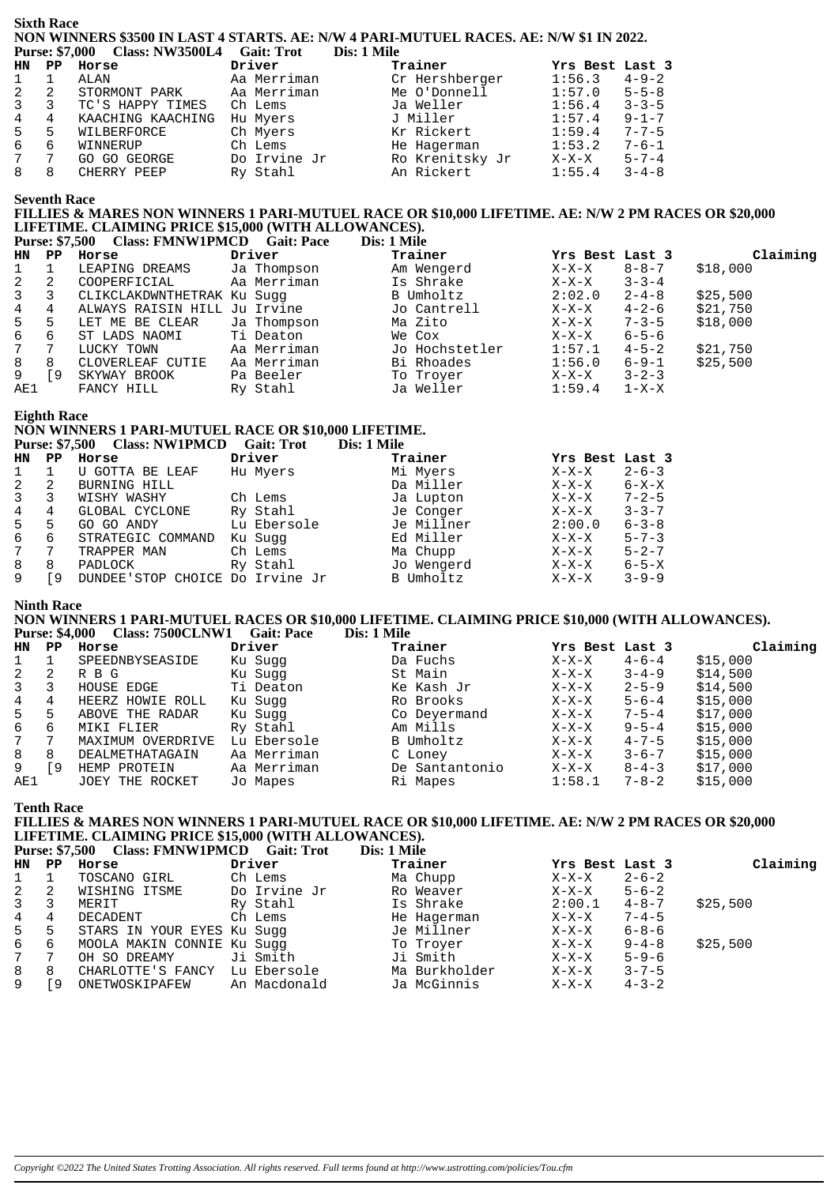## Sixth Race

**NON WINNERS $3500 IN LAST 4 STARTS. AE: N/W 4 PARI-MUTUEL RACES. AE: N/W $1 IN 2022.**

**Purse: $7,000 Class: NW3500L4 Gait: Trot Dis: 1 Mile**

| HN | PP | Horse | Driver | Trainer | Yrs Best | Last 3 |
|---|---|---|---|---|---|---|
| 1 | 1 | ALAN | Aa Merriman | Cr Hershberger | 1:56.3 | 4-9-2 |
| 2 | 2 | STORMONT PARK | Aa Merriman | Me O'Donnell | 1:57.0 | 5-5-8 |
| 3 | 3 | TC'S HAPPY TIMES | Ch Lems | Ja Weller | 1:56.4 | 3-3-5 |
| 4 | 4 | KAACHING KAACHING | Hu Myers | J Miller | 1:57.4 | 9-1-7 |
| 5 | 5 | WILBERFORCE | Ch Myers | Kr Rickert | 1:59.4 | 7-7-5 |
| 6 | 6 | WINNERUP | Ch Lems | He Hagerman | 1:53.2 | 7-6-1 |
| 7 | 7 | GO GO GEORGE | Do Irvine Jr | Ro Krenitsky Jr | X-X-X | 5-7-4 |
| 8 | 8 | CHERRY PEEP | Ry Stahl | An Rickert | 1:55.4 | 3-4-8 |

## Seventh Race

**FILLIES & MARES NON WINNERS 1 PARI-MUTUEL RACE OR $10,000 LIFETIME. AE: N/W 2 PM RACES OR $20,000 LIFETIME. CLAIMING PRICE $15,000 (WITH ALLOWANCES).**

**Purse: $7,500 Class: FMNW1PMCD Gait: Pace Dis: 1 Mile**

| HN | PP | Horse | Driver | Trainer | Yrs Best | Last 3 | Claiming |
|---|---|---|---|---|---|---|---|
| 1 | 1 | LEAPING DREAMS | Ja Thompson | Am Wengerd | X-X-X | 8-8-7 | $18,000 |
| 2 | 2 | COOPERFICIAL | Aa Merriman | Is Shrake | X-X-X | 3-3-4 | |
| 3 | 3 | CLIKCLAKDWNTHETRAK | Ku Sugg | B Umholtz | 2:02.0 | 2-4-8 | $25,500 |
| 4 | 4 | ALWAYS RAISIN HILL | Ju Irvine | Jo Cantrell | X-X-X | 4-2-6 | $21,750 |
| 5 | 5 | LET ME BE CLEAR | Ja Thompson | Ma Zito | X-X-X | 7-3-5 | $18,000 |
| 6 | 6 | ST LADS NAOMI | Ti Deaton | We Cox | X-X-X | 6-5-6 | |
| 7 | 7 | LUCKY TOWN | Aa Merriman | Jo Hochstetler | 1:57.1 | 4-5-2 | $21,750 |
| 8 | 8 | CLOVERLEAF CUTIE | Aa Merriman | Bi Rhoades | 1:56.0 | 6-9-1 | $25,500 |
| 9 | [9 | SKYWAY BROOK | Pa Beeler | To Troyer | X-X-X | 3-2-3 | |
| AE1 | | FANCY HILL | Ry Stahl | Ja Weller | 1:59.4 | 1-X-X | |

## Eighth Race

**NON WINNERS 1 PARI-MUTUEL RACE OR $10,000 LIFETIME.**

**Purse: $7,500 Class: NW1PMCD Gait: Trot Dis: 1 Mile**

| HN | PP | Horse | Driver | Trainer | Yrs Best | Last 3 |
|---|---|---|---|---|---|---|
| 1 | 1 | U GOTTA BE LEAF | Hu Myers | Mi Myers | X-X-X | 2-6-3 |
| 2 | 2 | BURNING HILL | | Da Miller | X-X-X | 6-X-X |
| 3 | 3 | WISHY WASHY | Ch Lems | Ja Lupton | X-X-X | 7-2-5 |
| 4 | 4 | GLOBAL CYCLONE | Ry Stahl | Je Conger | X-X-X | 3-3-7 |
| 5 | 5 | GO GO ANDY | Lu Ebersole | Je Millner | 2:00.0 | 6-3-8 |
| 6 | 6 | STRATEGIC COMMAND | Ku Sugg | Ed Miller | X-X-X | 5-7-3 |
| 7 | 7 | TRAPPER MAN | Ch Lems | Ma Chupp | X-X-X | 5-2-7 |
| 8 | 8 | PADLOCK | Ry Stahl | Jo Wengerd | X-X-X | 6-5-X |
| 9 | [9 | DUNDEE'STOP CHOICE | Do Irvine Jr | B Umholtz | X-X-X | 3-9-9 |

## Ninth Race

**NON WINNERS 1 PARI-MUTUEL RACES OR $10,000 LIFETIME. CLAIMING PRICE $10,000 (WITH ALLOWANCES).**

**Purse: $4,000 Class: 7500CLNW1 Gait: Pace Dis: 1 Mile**

| HN | PP | Horse | Driver | Trainer | Yrs Best | Last 3 | Claiming |
|---|---|---|---|---|---|---|---|
| 1 | 1 | SPEEDNBYSEASIDE | Ku Sugg | Da Fuchs | X-X-X | 4-6-4 | $15,000 |
| 2 | 2 | R B G | Ku Sugg | St Main | X-X-X | 3-4-9 | $14,500 |
| 3 | 3 | HOUSE EDGE | Ti Deaton | Ke Kash Jr | X-X-X | 2-5-9 | $14,500 |
| 4 | 4 | HEERZ HOWIE ROLL | Ku Sugg | Ro Brooks | X-X-X | 5-6-4 | $15,000 |
| 5 | 5 | ABOVE THE RADAR | Ku Sugg | Co Deyermand | X-X-X | 7-5-4 | $17,000 |
| 6 | 6 | MIKI FLIER | Ry Stahl | Am Mills | X-X-X | 9-5-4 | $15,000 |
| 7 | 7 | MAXIMUM OVERDRIVE | Lu Ebersole | B Umholtz | X-X-X | 4-7-5 | $15,000 |
| 8 | 8 | DEALMETHATAGAIN | Aa Merriman | C Loney | X-X-X | 3-6-7 | $15,000 |
| 9 | [9 | HEMP PROTEIN | Aa Merriman | De Santantonio | X-X-X | 8-4-3 | $17,000 |
| AE1 | | JOEY THE ROCKET | Jo Mapes | Ri Mapes | 1:58.1 | 7-8-2 | $15,000 |

## Tenth Race

**FILLIES & MARES NON WINNERS 1 PARI-MUTUEL RACE OR $10,000 LIFETIME. AE: N/W 2 PM RACES OR $20,000 LIFETIME. CLAIMING PRICE $15,000 (WITH ALLOWANCES).**

**Purse: $7,500 Class: FMNW1PMCD Gait: Trot Dis: 1 Mile**

| HN | PP | Horse | Driver | Trainer | Yrs Best | Last 3 | Claiming |
|---|---|---|---|---|---|---|---|
| 1 | 1 | TOSCANO GIRL | Ch Lems | Ma Chupp | X-X-X | 2-6-2 | |
| 2 | 2 | WISHING ITSME | Do Irvine Jr | Ro Weaver | X-X-X | 5-6-2 | |
| 3 | 3 | MERIT | Ry Stahl | Is Shrake | 2:00.1 | 4-8-7 | $25,500 |
| 4 | 4 | DECADENT | Ch Lems | He Hagerman | X-X-X | 7-4-5 | |
| 5 | 5 | STARS IN YOUR EYES | Ku Sugg | Je Millner | X-X-X | 6-8-6 | |
| 6 | 6 | MOOLA MAKIN CONNIE | Ku Sugg | To Troyer | X-X-X | 9-4-8 | $25,500 |
| 7 | 7 | OH SO DREAMY | Ji Smith | Ji Smith | X-X-X | 5-9-6 | |
| 8 | 8 | CHARLOTTE'S FANCY | Lu Ebersole | Ma Burkholder | X-X-X | 3-7-5 | |
| 9 | [9 | ONETWOSKIPAFEW | An Macdonald | Ja McGinnis | X-X-X | 4-3-2 | |

*Copyright ©2022 The United States Trotting Association. All rights reserved. Full terms found at http://www.ustrotting.com/policies/Tou.cfm*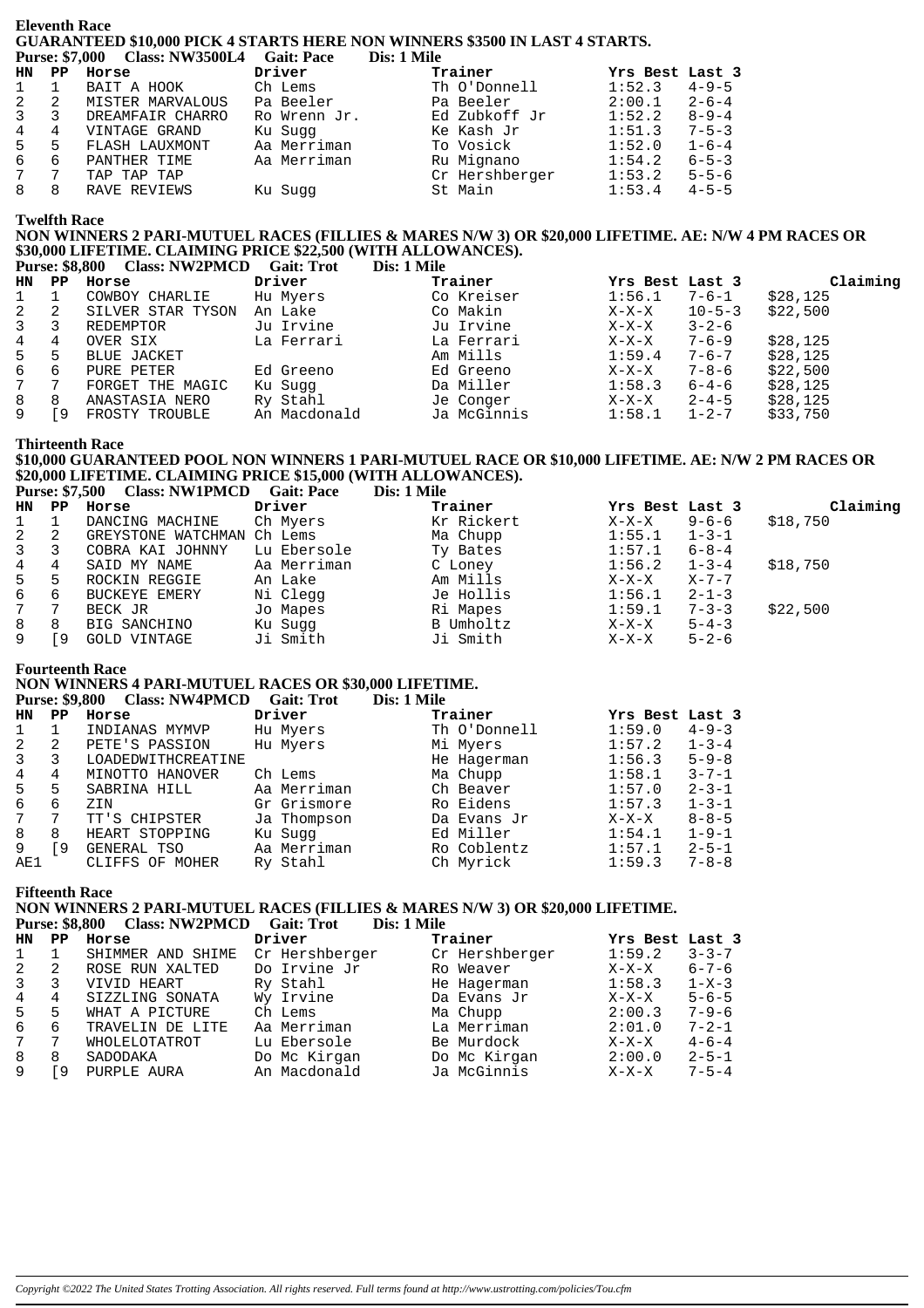## Eleventh Race

**GUARANTEED $10,000 PICK 4 STARTS HERE NON WINNERS $3500 IN LAST 4 STARTS.**

**Purse: $7,000 Class: NW3500L4 Gait: Pace Dis: 1 Mile**

| HN | PP | Horse | Driver | Trainer | Yrs Best | Last 3 |
|---|---|---|---|---|---|---|
| 1 | 1 | BAIT A HOOK | Ch Lems | Th O'Donnell | 1:52.3 | 4-9-5 |
| 2 | 2 | MISTER MARVALOUS | Pa Beeler | Pa Beeler | 2:00.1 | 2-6-4 |
| 3 | 3 | DREAMFAIR CHARRO | Ro Wrenn Jr. | Ed Zubkoff Jr | 1:52.2 | 8-9-4 |
| 4 | 4 | VINTAGE GRAND | Ku Sugg | Ke Kash Jr | 1:51.3 | 7-5-3 |
| 5 | 5 | FLASH LAUXMONT | Aa Merriman | To Vosick | 1:52.0 | 1-6-4 |
| 6 | 6 | PANTHER TIME | Aa Merriman | Ru Mignano | 1:54.2 | 6-5-3 |
| 7 | 7 | TAP TAP TAP | | Cr Hershberger | 1:53.2 | 5-5-6 |
| 8 | 8 | RAVE REVIEWS | Ku Sugg | St Main | 1:53.4 | 4-5-5 |

## Twelfth Race

**NON WINNERS 2 PARI-MUTUEL RACES (FILLIES & MARES N/W 3) OR $20,000 LIFETIME. AE: N/W 4 PM RACES OR $30,000 LIFETIME. CLAIMING PRICE $22,500 (WITH ALLOWANCES).**

**Purse: $8,800 Class: NW2PMCD Gait: Trot Dis: 1 Mile**

| HN | PP | Horse | Driver | Trainer | Yrs Best | Last 3 | Claiming |
|---|---|---|---|---|---|---|---|
| 1 | 1 | COWBOY CHARLIE | Hu Myers | Co Kreiser | 1:56.1 | 7-6-1 | $28,125 |
| 2 | 2 | SILVER STAR TYSON | An Lake | Co Makin | X-X-X | 10-5-3 | $22,500 |
| 3 | 3 | REDEMPTOR | Ju Irvine | Ju Irvine | X-X-X | 3-2-6 | |
| 4 | 4 | OVER SIX | La Ferrari | La Ferrari | X-X-X | 7-6-9 | $28,125 |
| 5 | 5 | BLUE JACKET | | Am Mills | 1:59.4 | 7-6-7 | $28,125 |
| 6 | 6 | PURE PETER | Ed Greeno | Ed Greeno | X-X-X | 7-8-6 | $22,500 |
| 7 | 7 | FORGET THE MAGIC | Ku Sugg | Da Miller | 1:58.3 | 6-4-6 | $28,125 |
| 8 | 8 | ANASTASIA NERO | Ry Stahl | Je Conger | X-X-X | 2-4-5 | $28,125 |
| 9 | [9 | FROSTY TROUBLE | An Macdonald | Ja McGinnis | 1:58.1 | 1-2-7 | $33,750 |

## Thirteenth Race

**$10,000 GUARANTEED POOL NON WINNERS 1 PARI-MUTUEL RACE OR $10,000 LIFETIME. AE: N/W 2 PM RACES OR $20,000 LIFETIME. CLAIMING PRICE $15,000 (WITH ALLOWANCES).**

**Purse: $7,500 Class: NW1PMCD Gait: Pace Dis: 1 Mile**

| HN | PP | Horse | Driver | Trainer | Yrs Best | Last 3 | Claiming |
|---|---|---|---|---|---|---|---|
| 1 | 1 | DANCING MACHINE | Ch Myers | Kr Rickert | X-X-X | 9-6-6 | $18,750 |
| 2 | 2 | GREYSTONE WATCHMAN | Ch Lems | Ma Chupp | 1:55.1 | 1-3-1 | |
| 3 | 3 | COBRA KAI JOHNNY | Lu Ebersole | Ty Bates | 1:57.1 | 6-8-4 | |
| 4 | 4 | SAID MY NAME | Aa Merriman | C Loney | 1:56.2 | 1-3-4 | $18,750 |
| 5 | 5 | ROCKIN REGGIE | An Lake | Am Mills | X-X-X | X-7-7 | |
| 6 | 6 | BUCKEYE EMERY | Ni Clegg | Je Hollis | 1:56.1 | 2-1-3 | |
| 7 | 7 | BECK JR | Jo Mapes | Ri Mapes | 1:59.1 | 7-3-3 | $22,500 |
| 8 | 8 | BIG SANCHINO | Ku Sugg | B Umholtz | X-X-X | 5-4-3 | |
| 9 | [9 | GOLD VINTAGE | Ji Smith | Ji Smith | X-X-X | 5-2-6 | |

## Fourteenth Race

**NON WINNERS 4 PARI-MUTUEL RACES OR $30,000 LIFETIME.**

**Purse: $9,800 Class: NW4PMCD Gait: Trot Dis: 1 Mile**

| HN | PP | Horse | Driver | Trainer | Yrs Best | Last 3 |
|---|---|---|---|---|---|---|
| 1 | 1 | INDIANAS MYMVP | Hu Myers | Th O'Donnell | 1:59.0 | 4-9-3 |
| 2 | 2 | PETE'S PASSION | Hu Myers | Mi Myers | 1:57.2 | 1-3-4 |
| 3 | 3 | LOADEDWITHCREATINE | | He Hagerman | 1:56.3 | 5-9-8 |
| 4 | 4 | MINOTTO HANOVER | Ch Lems | Ma Chupp | 1:58.1 | 3-7-1 |
| 5 | 5 | SABRINA HILL | Aa Merriman | Ch Beaver | 1:57.0 | 2-3-1 |
| 6 | 6 | ZIN | Gr Grismore | Ro Eidens | 1:57.3 | 1-3-1 |
| 7 | 7 | TT'S CHIPSTER | Ja Thompson | Da Evans Jr | X-X-X | 8-8-5 |
| 8 | 8 | HEART STOPPING | Ku Sugg | Ed Miller | 1:54.1 | 1-9-1 |
| 9 | [9 | GENERAL TSO | Aa Merriman | Ro Coblentz | 1:57.1 | 2-5-1 |
| AE1 | | CLIFFS OF MOHER | Ry Stahl | Ch Myrick | 1:59.3 | 7-8-8 |

## Fifteenth Race

**NON WINNERS 2 PARI-MUTUEL RACES (FILLIES & MARES N/W 3) OR $20,000 LIFETIME.**

**Purse: $8,800 Class: NW2PMCD Gait: Trot Dis: 1 Mile**

| HN | PP | Horse | Driver | Trainer | Yrs Best | Last 3 |
|---|---|---|---|---|---|---|
| 1 | 1 | SHIMMER AND SHIME | Cr Hershberger | Cr Hershberger | 1:59.2 | 3-3-7 |
| 2 | 2 | ROSE RUN XALTED | Do Irvine Jr | Ro Weaver | X-X-X | 6-7-6 |
| 3 | 3 | VIVID HEART | Ry Stahl | He Hagerman | 1:58.3 | 1-X-3 |
| 4 | 4 | SIZZLING SONATA | Wy Irvine | Da Evans Jr | X-X-X | 5-6-5 |
| 5 | 5 | WHAT A PICTURE | Ch Lems | Ma Chupp | 2:00.3 | 7-9-6 |
| 6 | 6 | TRAVELIN DE LITE | Aa Merriman | La Merriman | 2:01.0 | 7-2-1 |
| 7 | 7 | WHOLELOTATROT | Lu Ebersole | Be Murdock | X-X-X | 4-6-4 |
| 8 | 8 | SADODAKA | Do Mc Kirgan | Do Mc Kirgan | 2:00.0 | 2-5-1 |
| 9 | [9 | PURPLE AURA | An Macdonald | Ja McGinnis | X-X-X | 7-5-4 |

*Copyright ©2022 The United States Trotting Association. All rights reserved. Full terms found at http://www.ustrotting.com/policies/Tou.cfm*